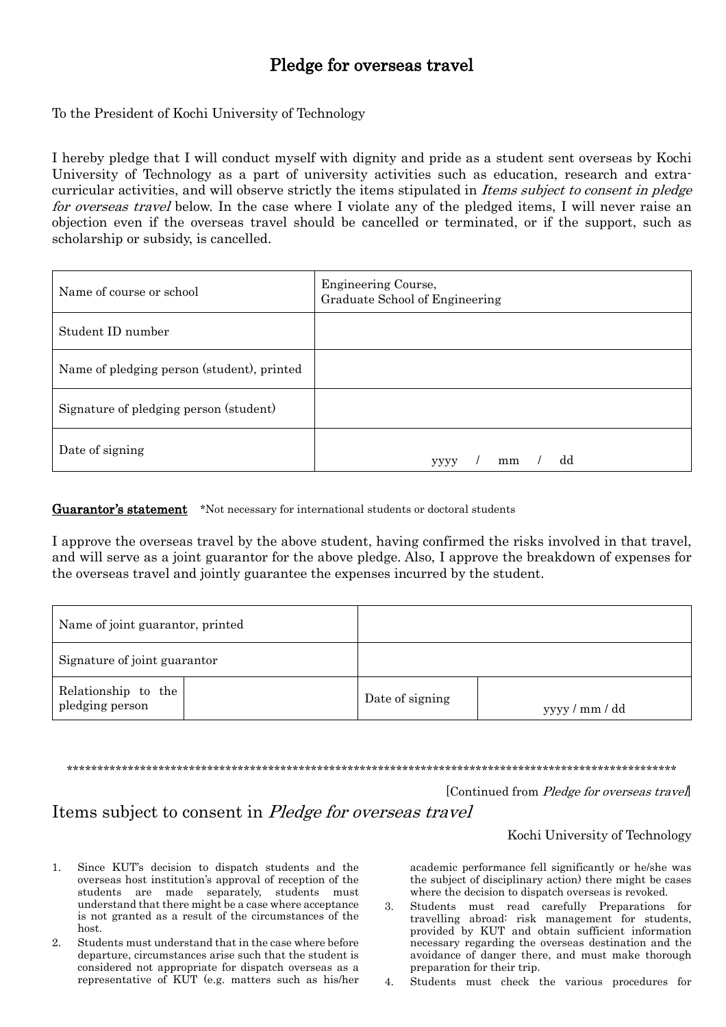# Pledge for overseas travel

To the President of Kochi University of Technology

I hereby pledge that I will conduct myself with dignity and pride as a student sent overseas by Kochi University of Technology as a part of university activities such as education, research and extra-curricular activities, and will observe strictly the items stipulated in *Items subject to consent in pledge for overseas travel* below. In the case where I violate any of the pledged items, I will never raise an objection even if the overseas travel should be cancelled or terminated, or if the support, such as scholarship or subsidy, is cancelled.

| | |
|---|---|
| Name of course or school | Engineering Course, Graduate School of Engineering |
| Student ID number | |
| Name of pledging person (student), printed | |
| Signature of pledging person (student) | |
| Date of signing | yyyy / mm / dd |

**Guarantor's statement** \*Not necessary for international students or doctoral students

I approve the overseas travel by the above student, having confirmed the risks involved in that travel, and will serve as a joint guarantor for the above pledge. Also, I approve the breakdown of expenses for the overseas travel and jointly guarantee the expenses incurred by the student.

| | | | |
|---|---|---|---|
| Name of joint guarantor, printed | | | |
| Signature of joint guarantor | | | |
| Relationship to the pledging person | | Date of signing | yyyy / mm / dd |

\*\*\*\*\*\*\*\*\*\*\*\*\*\*\*\*\*\*\*\*\*\*\*\*\*\*\*\*\*\*\*\*\*\*\*\*\*\*\*\*\*\*\*\*\*\*\*\*\*\*\*\*\*\*\*\*\*\*\*\*\*\*\*\*\*\*\*\*\*\*\*\*\*\*\*\*\*\*\*\*\*\*\*\*\*\*\*\*\*\*\*\*\*\*\*\*\*\*\*\*\*\*

[Continued from *Pledge for overseas travel*]

## Items subject to consent in *Pledge for overseas travel*

Kochi University of Technology

1. Since KUT's decision to dispatch students and the overseas host institution's approval of reception of the students are made separately, students must understand that there might be a case where acceptance is not granted as a result of the circumstances of the host.
2. Students must understand that in the case where before departure, circumstances arise such that the student is considered not appropriate for dispatch overseas as a representative of KUT (e.g. matters such as his/her academic performance fell significantly or he/she was the subject of disciplinary action) there might be cases where the decision to dispatch overseas is revoked.
3. Students must read carefully Preparations for travelling abroad: risk management for students, provided by KUT and obtain sufficient information necessary regarding the overseas destination and the avoidance of danger there, and must make thorough preparation for their trip.
4. Students must check the various procedures for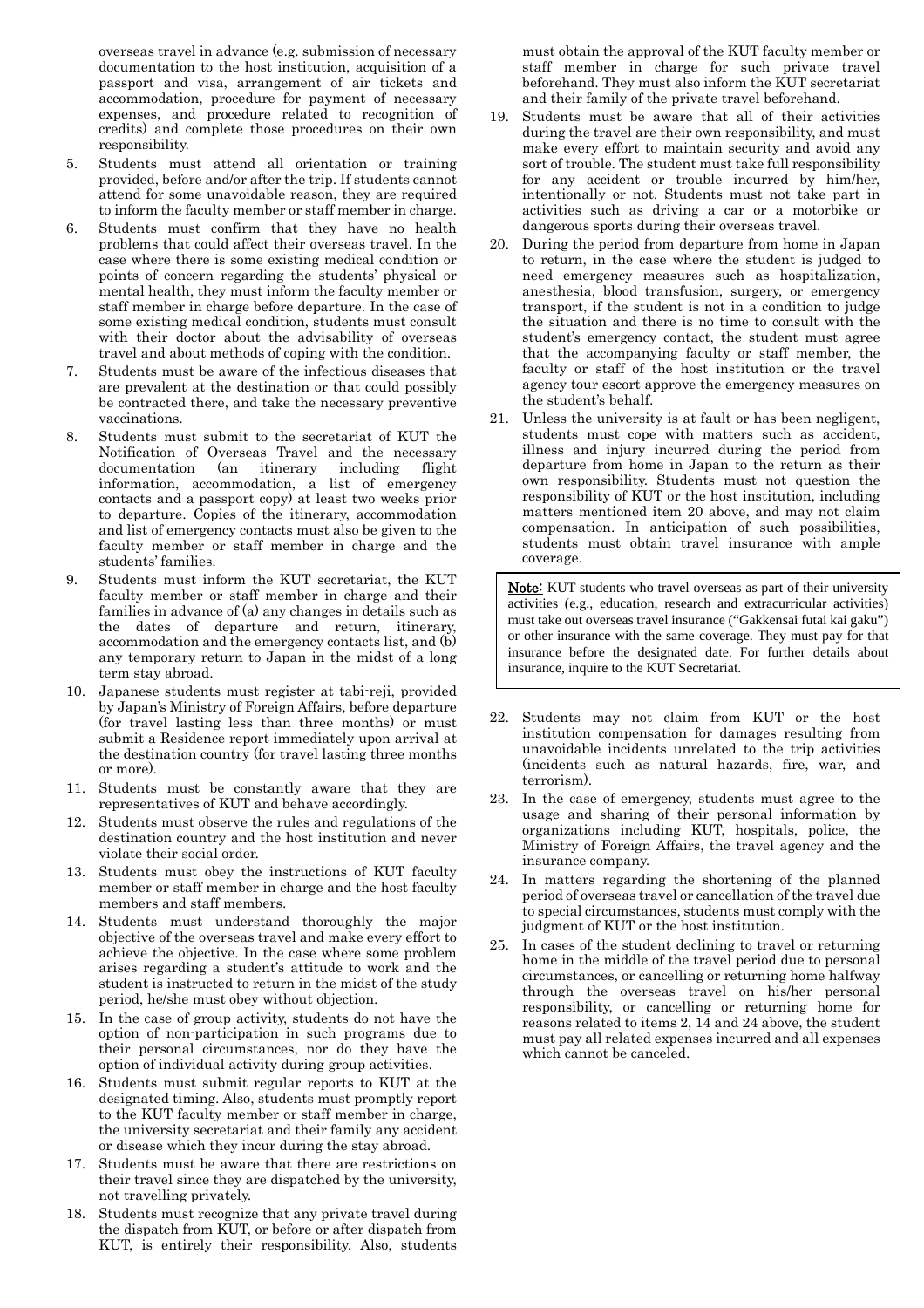overseas travel in advance (e.g. submission of necessary documentation to the host institution, acquisition of a passport and visa, arrangement of air tickets and accommodation, procedure for payment of necessary expenses, and procedure related to recognition of credits) and complete those procedures on their own responsibility.

5. Students must attend all orientation or training provided, before and/or after the trip. If students cannot attend for some unavoidable reason, they are required to inform the faculty member or staff member in charge.
6. Students must confirm that they have no health problems that could affect their overseas travel. In the case where there is some existing medical condition or points of concern regarding the students' physical or mental health, they must inform the faculty member or staff member in charge before departure. In the case of some existing medical condition, students must consult with their doctor about the advisability of overseas travel and about methods of coping with the condition.
7. Students must be aware of the infectious diseases that are prevalent at the destination or that could possibly be contracted there, and take the necessary preventive vaccinations.
8. Students must submit to the secretariat of KUT the Notification of Overseas Travel and the necessary documentation (an itinerary including flight information, accommodation, a list of emergency contacts and a passport copy) at least two weeks prior to departure. Copies of the itinerary, accommodation and list of emergency contacts must also be given to the faculty member or staff member in charge and the students' families.
9. Students must inform the KUT secretariat, the KUT faculty member in charge and their families in advance of (a) any changes in details such as the dates of departure and return, itinerary, accommodation and the emergency contacts list, and (b) any temporary return to Japan in the midst of a long term stay abroad.
10. Japanese students must register at tabi-reji, provided by Japan's Ministry of Foreign Affairs, before departure (for travel lasting less than three months) or must submit a Residence report immediately upon arrival at the destination country (for travel lasting three months or more).
11. Students must be constantly aware that they are representatives of KUT and behave accordingly.
12. Students must observe the rules and regulations of the destination country and the host institution and never violate their social order.
13. Students must obey the instructions of KUT faculty member or staff member in charge and the host faculty members and staff members.
14. Students must understand thoroughly the major objective of the overseas travel and make every effort to achieve the objective. In the case where some problem arises regarding a student's attitude to work and the student is instructed to return in the midst of the study period, he/she must obey without objection.
15. In the case of group activity, students do not have the option of non-participation in such programs due to their personal circumstances, nor do they have the option of individual activity during group activities.
16. Students must submit regular reports to KUT at the designated timing. Also, students must promptly report to the KUT faculty member or staff member in charge, the university secretariat and their family any accident or disease which they incur during the stay abroad.
17. Students must be aware that there are restrictions on their travel since they are dispatched by the university, not travelling privately.
18. Students must recognize that any private travel during the dispatch from KUT, or before or after dispatch from KUT, is entirely their responsibility. Also, students must obtain the approval of the KUT faculty member or staff member in charge for such private travel beforehand. They must also inform the KUT secretariat and their family of the private travel beforehand.
19. Students must be aware that all of their activities during the travel are their own responsibility, and must make every effort to maintain security and avoid any sort of trouble. The student must take full responsibility for any accident or trouble incurred by him/her, intentionally or not. Students must not take part in activities such as driving a car or a motorbike or dangerous sports during their overseas travel.
20. During the period from departure from home in Japan to return, in the case where the student is judged to need emergency measures such as hospitalization, anesthesia, blood transfusion, surgery, or emergency transport, if the student is not in a condition to judge the situation and there is no time to consult with the student's emergency contact, the student must agree that the accompanying faculty or staff member, the faculty or staff of the host institution or the travel agency tour escort approve the emergency measures on the student's behalf.
21. Unless the university is at fault or has been negligent, students must cope with matters such as accident, illness and injury incurred during the period from departure from home in Japan to the return as their own responsibility. Students must not question the responsibility of KUT or the host institution, including matters mentioned item 20 above, and may not claim compensation. In anticipation of such possibilities, students must obtain travel insurance with ample coverage.

**Note:** KUT students who travel overseas as part of their university activities (e.g., education, research and extracurricular activities) must take out overseas travel insurance ("Gakkensai futai kai gaku") or other insurance with the same coverage. They must pay for that insurance before the designated date. For further details about insurance, inquire to the KUT Secretariat.

22. Students may not claim from KUT or the host institution compensation for damages resulting from unavoidable incidents unrelated to the trip activities (incidents such as natural hazards, fire, war, and terrorism).
23. In the case of emergency, students must agree to the usage and sharing of their personal information by organizations including KUT, hospitals, police, the Ministry of Foreign Affairs, the travel agency and the insurance company.
24. In matters regarding the shortening of the planned period of overseas travel or cancellation of the travel due to special circumstances, students must comply with the judgment of KUT or the host institution.
25. In cases of the student declining to travel or returning home in the middle of the travel period due to personal circumstances, or cancelling or returning home halfway through the overseas travel on his/her personal responsibility, or cancelling or returning home for reasons related to items 2, 14 and 24 above, the student must pay all related expenses incurred and all expenses which cannot be canceled.